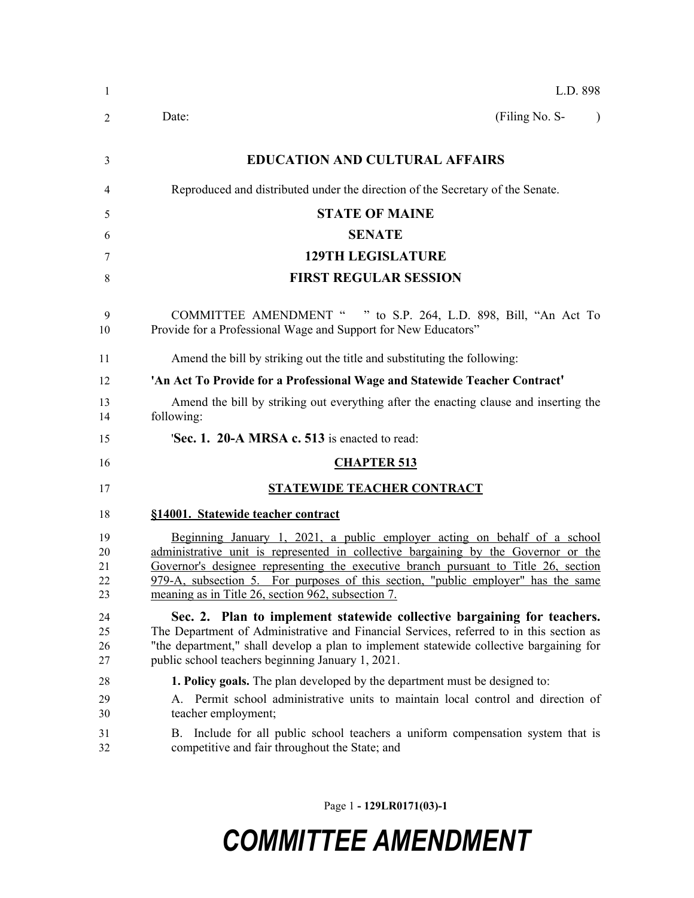L.D. 898

Date: (Filing No. S- )

**EDUCATION AND CULTURAL AFFAIRS**

Reproduced and distributed under the direction of the Secretary of the Senate.

**STATE OF MAINE**

**SENATE**

**129TH LEGISLATURE**

**FIRST REGULAR SESSION**

COMMITTEE AMENDMENT " " to S.P. 264, L.D. 898, Bill, "An Act To Provide for a Professional Wage and Support for New Educators"

Amend the bill by striking out the title and substituting the following:

**'An Act To Provide for a Professional Wage and Statewide Teacher Contract'**

Amend the bill by striking out everything after the enacting clause and inserting the following:

'**Sec. 1. 20-A MRSA c. 513** is enacted to read:

**CHAPTER 513**

**STATEWIDE TEACHER CONTRACT**

**§14001. Statewide teacher contract**

Beginning January 1, 2021, a public employer acting on behalf of a school administrative unit is represented in collective bargaining by the Governor or the Governor's designee representing the executive branch pursuant to Title 26, section 979-A, subsection 5. For purposes of this section, "public employer" has the same meaning as in Title 26, section 962, subsection 7.

**Sec. 2. Plan to implement statewide collective bargaining for teachers.** The Department of Administrative and Financial Services, referred to in this section as "the department," shall develop a plan to implement statewide collective bargaining for public school teachers beginning January 1, 2021.

**1. Policy goals.** The plan developed by the department must be designed to:

A. Permit school administrative units to maintain local control and direction of teacher employment;

B. Include for all public school teachers a uniform compensation system that is competitive and fair throughout the State; and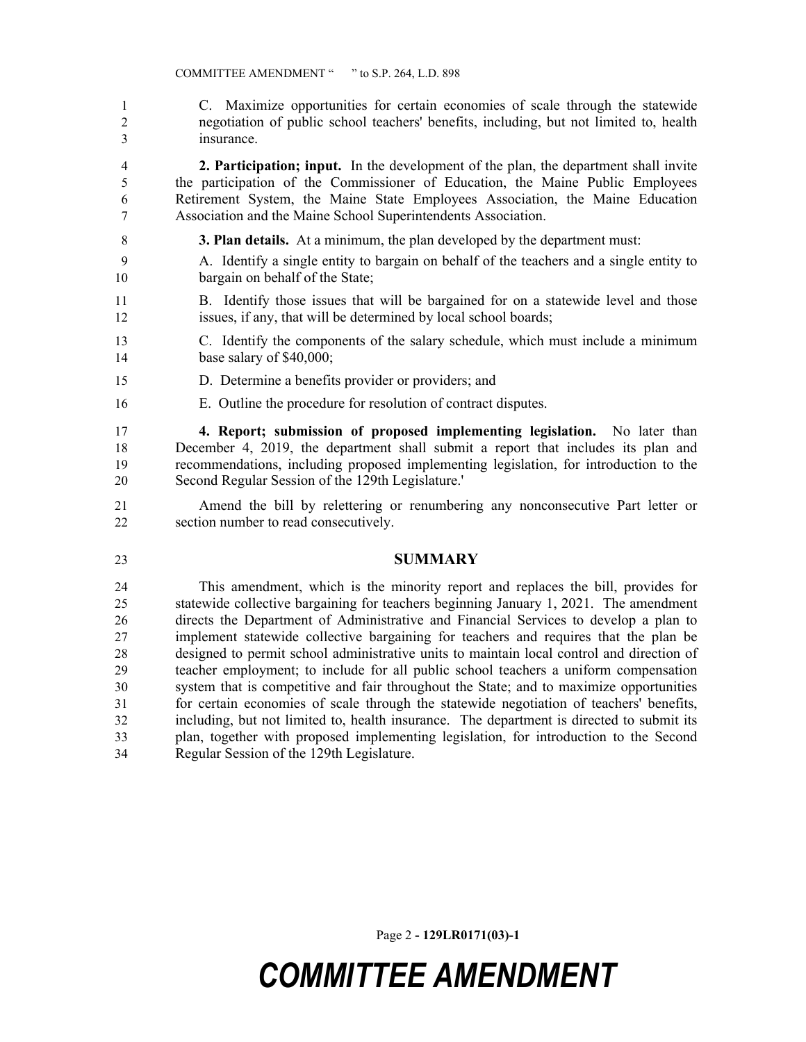C. Maximize opportunities for certain economies of scale through the statewide negotiation of public school teachers' benefits, including, but not limited to, health insurance.

**2. Participation; input.** In the development of the plan, the department shall invite the participation of the Commissioner of Education, the Maine Public Employees Retirement System, the Maine State Employees Association, the Maine Education Association and the Maine School Superintendents Association.

**3. Plan details.** At a minimum, the plan developed by the department must:

A. Identify a single entity to bargain on behalf of the teachers and a single entity to bargain on behalf of the State;

B. Identify those issues that will be bargained for on a statewide level and those issues, if any, that will be determined by local school boards;

C. Identify the components of the salary schedule, which must include a minimum base salary of $40,000;

D. Determine a benefits provider or providers; and

E. Outline the procedure for resolution of contract disputes.

**4. Report; submission of proposed implementing legislation.** No later than December 4, 2019, the department shall submit a report that includes its plan and recommendations, including proposed implementing legislation, for introduction to the Second Regular Session of the 129th Legislature.'

Amend the bill by relettering or renumbering any nonconsecutive Part letter or section number to read consecutively.

## SUMMARY

This amendment, which is the minority report and replaces the bill, provides for statewide collective bargaining for teachers beginning January 1, 2021. The amendment directs the Department of Administrative and Financial Services to develop a plan to implement statewide collective bargaining for teachers and requires that the plan be designed to permit school administrative units to maintain local control and direction of teacher employment; to include for all public school teachers a uniform compensation system that is competitive and fair throughout the State; and to maximize opportunities for certain economies of scale through the statewide negotiation of teachers' benefits, including, but not limited to, health insurance. The department is directed to submit its plan, together with proposed implementing legislation, for introduction to the Second Regular Session of the 129th Legislature.